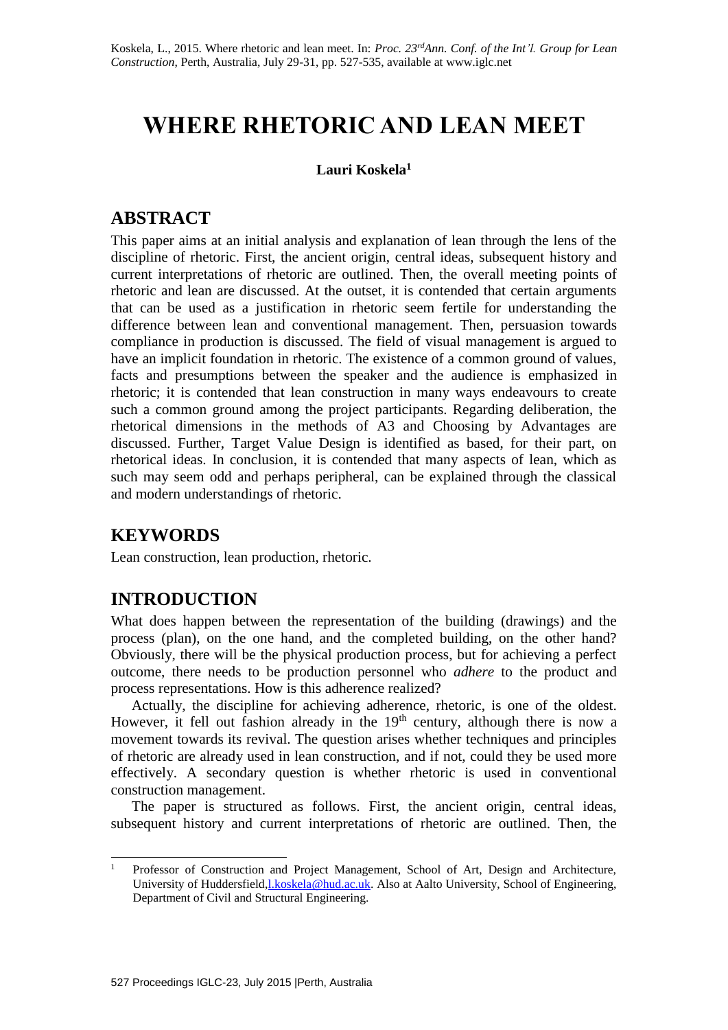Koskela, L., 2015. Where rhetoric and lean meet. In: *Proc. 23rd Ann. Conf. of the Int'l. Group for Lean Construction*, Perth, Australia, July 29-31, pp. 527-535, available at www.iglc.net

# WHERE RHETORIC AND LEAN MEET

**Lauri Koskela[1]**

## ABSTRACT

This paper aims at an initial analysis and explanation of lean through the lens of the discipline of rhetoric. First, the ancient origin, central ideas, subsequent history and current interpretations of rhetoric are outlined. Then, the overall meeting points of rhetoric and lean are discussed. At the outset, it is contended that certain arguments that can be used as a justification in rhetoric seem fertile for understanding the difference between lean and conventional management. Then, persuasion towards compliance in production is discussed. The field of visual management is argued to have an implicit foundation in rhetoric. The existence of a common ground of values, facts and presumptions between the speaker and the audience is emphasized in rhetoric; it is contended that lean construction in many ways endeavours to create such a common ground among the project participants. Regarding deliberation, the rhetorical dimensions in the methods of A3 and Choosing by Advantages are discussed. Further, Target Value Design is identified as based, for their part, on rhetorical ideas. In conclusion, it is contended that many aspects of lean, which as such may seem odd and perhaps peripheral, can be explained through the classical and modern understandings of rhetoric.

## KEYWORDS

Lean construction, lean production, rhetoric.

## INTRODUCTION

What does happen between the representation of the building (drawings) and the process (plan), on the one hand, and the completed building, on the other hand? Obviously, there will be the physical production process, but for achieving a perfect outcome, there needs to be production personnel who *adhere* to the product and process representations. How is this adherence realized?

Actually, the discipline for achieving adherence, rhetoric, is one of the oldest. However, it fell out fashion already in the 19th century, although there is now a movement towards its revival. The question arises whether techniques and principles of rhetoric are already used in lean construction, and if not, could they be used more effectively. A secondary question is whether rhetoric is used in conventional construction management.

The paper is structured as follows. First, the ancient origin, central ideas, subsequent history and current interpretations of rhetoric are outlined. Then, the

[1] Professor of Construction and Project Management, School of Art, Design and Architecture, University of Huddersfield, l.koskela@hud.ac.uk. Also at Aalto University, School of Engineering, Department of Civil and Structural Engineering.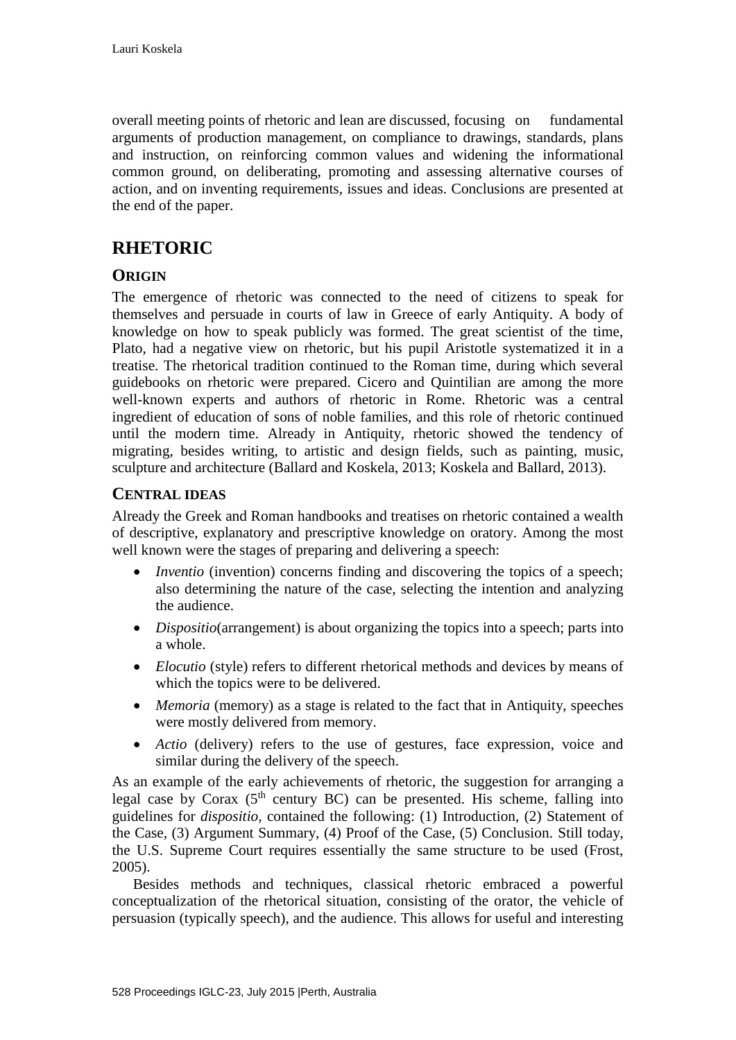overall meeting points of rhetoric and lean are discussed, focusing on fundamental arguments of production management, on compliance to drawings, standards, plans and instruction, on reinforcing common values and widening the informational common ground, on deliberating, promoting and assessing alternative courses of action, and on inventing requirements, issues and ideas. Conclusions are presented at the end of the paper.

# RHETORIC

## ORIGIN

The emergence of rhetoric was connected to the need of citizens to speak for themselves and persuade in courts of law in Greece of early Antiquity. A body of knowledge on how to speak publicly was formed. The great scientist of the time, Plato, had a negative view on rhetoric, but his pupil Aristotle systematized it in a treatise. The rhetorical tradition continued to the Roman time, during which several guidebooks on rhetoric were prepared. Cicero and Quintilian are among the more well-known experts and authors of rhetoric in Rome. Rhetoric was a central ingredient of education of sons of noble families, and this role of rhetoric continued until the modern time. Already in Antiquity, rhetoric showed the tendency of migrating, besides writing, to artistic and design fields, such as painting, music, sculpture and architecture (Ballard and Koskela, 2013; Koskela and Ballard, 2013).

## CENTRAL IDEAS

Already the Greek and Roman handbooks and treatises on rhetoric contained a wealth of descriptive, explanatory and prescriptive knowledge on oratory. Among the most well known were the stages of preparing and delivering a speech:

- *Inventio* (invention) concerns finding and discovering the topics of a speech; also determining the nature of the case, selecting the intention and analyzing the audience.
- *Dispositio*(arrangement) is about organizing the topics into a speech; parts into a whole.
- *Elocutio* (style) refers to different rhetorical methods and devices by means of which the topics were to be delivered.
- *Memoria* (memory) as a stage is related to the fact that in Antiquity, speeches were mostly delivered from memory.
- *Actio* (delivery) refers to the use of gestures, face expression, voice and similar during the delivery of the speech.

As an example of the early achievements of rhetoric, the suggestion for arranging a legal case by Corax (5th century BC) can be presented. His scheme, falling into guidelines for *dispositio*, contained the following: (1) Introduction, (2) Statement of the Case, (3) Argument Summary, (4) Proof of the Case, (5) Conclusion. Still today, the U.S. Supreme Court requires essentially the same structure to be used (Frost, 2005).

Besides methods and techniques, classical rhetoric embraced a powerful conceptualization of the rhetorical situation, consisting of the orator, the vehicle of persuasion (typically speech), and the audience. This allows for useful and interesting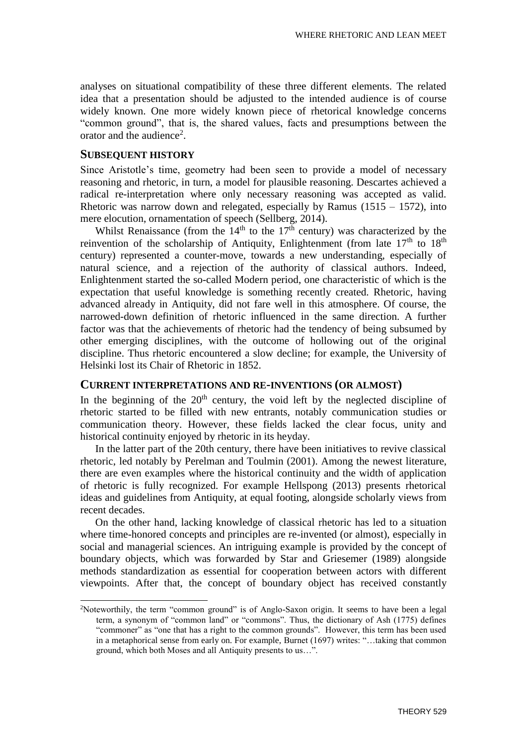analyses on situational compatibility of these three different elements. The related idea that a presentation should be adjusted to the intended audience is of course widely known. One more widely known piece of rhetorical knowledge concerns "common ground", that is, the shared values, facts and presumptions between the orator and the audience[2].

## SUBSEQUENT HISTORY

Since Aristotle's time, geometry had been seen to provide a model of necessary reasoning and rhetoric, in turn, a model for plausible reasoning. Descartes achieved a radical re-interpretation where only necessary reasoning was accepted as valid. Rhetoric was narrow down and relegated, especially by Ramus (1515 – 1572), into mere elocution, ornamentation of speech (Sellberg, 2014).

Whilst Renaissance (from the 14th to the 17th century) was characterized by the reinvention of the scholarship of Antiquity, Enlightenment (from late 17th to 18th century) represented a counter-move, towards a new understanding, especially of natural science, and a rejection of the authority of classical authors. Indeed, Enlightenment started the so-called Modern period, one characteristic of which is the expectation that useful knowledge is something recently created. Rhetoric, having advanced already in Antiquity, did not fare well in this atmosphere. Of course, the narrowed-down definition of rhetoric influenced in the same direction. A further factor was that the achievements of rhetoric had the tendency of being subsumed by other emerging disciplines, with the outcome of hollowing out of the original discipline. Thus rhetoric encountered a slow decline; for example, the University of Helsinki lost its Chair of Rhetoric in 1852.

## CURRENT INTERPRETATIONS AND RE-INVENTIONS (OR ALMOST)

In the beginning of the 20th century, the void left by the neglected discipline of rhetoric started to be filled with new entrants, notably communication studies or communication theory. However, these fields lacked the clear focus, unity and historical continuity enjoyed by rhetoric in its heyday.

In the latter part of the 20th century, there have been initiatives to revive classical rhetoric, led notably by Perelman and Toulmin (2001). Among the newest literature, there are even examples where the historical continuity and the width of application of rhetoric is fully recognized. For example Hellspong (2013) presents rhetorical ideas and guidelines from Antiquity, at equal footing, alongside scholarly views from recent decades.

On the other hand, lacking knowledge of classical rhetoric has led to a situation where time-honored concepts and principles are re-invented (or almost), especially in social and managerial sciences. An intriguing example is provided by the concept of boundary objects, which was forwarded by Star and Griesemer (1989) alongside methods standardization as essential for cooperation between actors with different viewpoints. After that, the concept of boundary object has received constantly

[2] Noteworthily, the term "common ground" is of Anglo-Saxon origin. It seems to have been a legal term, a synonym of "common land" or "commons". Thus, the dictionary of Ash (1775) defines "commoner" as "one that has a right to the common grounds". However, this term has been used in a metaphorical sense from early on. For example, Burnet (1697) writes: "…taking that common ground, which both Moses and all Antiquity presents to us…".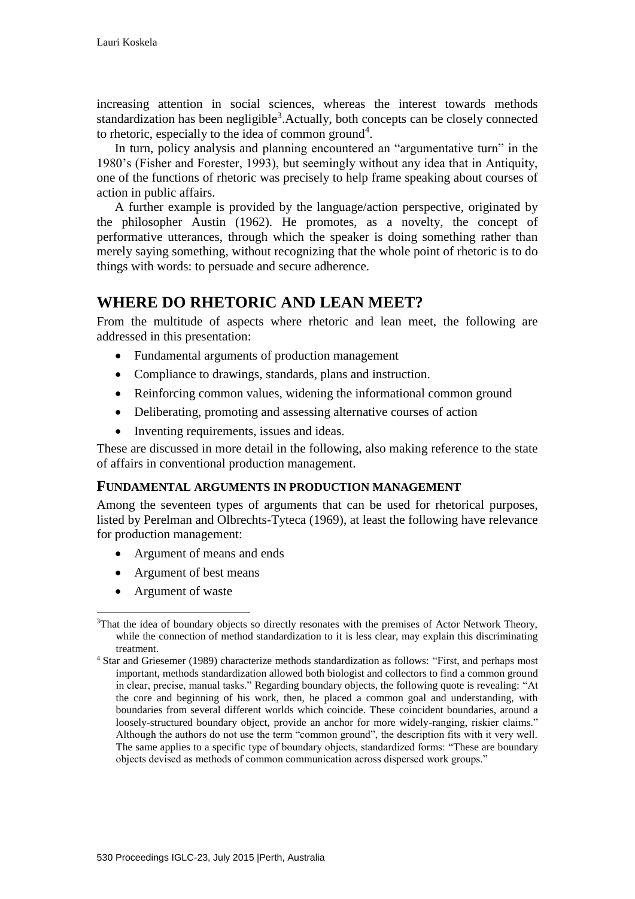increasing attention in social sciences, whereas the interest towards methods standardization has been negligible[3].Actually, both concepts can be closely connected to rhetoric, especially to the idea of common ground[4].

In turn, policy analysis and planning encountered an "argumentative turn" in the 1980's (Fisher and Forester, 1993), but seemingly without any idea that in Antiquity, one of the functions of rhetoric was precisely to help frame speaking about courses of action in public affairs.

A further example is provided by the language/action perspective, originated by the philosopher Austin (1962). He promotes, as a novelty, the concept of performative utterances, through which the speaker is doing something rather than merely saying something, without recognizing that the whole point of rhetoric is to do things with words: to persuade and secure adherence.

## WHERE DO RHETORIC AND LEAN MEET?

From the multitude of aspects where rhetoric and lean meet, the following are addressed in this presentation:

- Fundamental arguments of production management
- Compliance to drawings, standards, plans and instruction.
- Reinforcing common values, widening the informational common ground
- Deliberating, promoting and assessing alternative courses of action
- Inventing requirements, issues and ideas.

These are discussed in more detail in the following, also making reference to the state of affairs in conventional production management.

### FUNDAMENTAL ARGUMENTS IN PRODUCTION MANAGEMENT

Among the seventeen types of arguments that can be used for rhetorical purposes, listed by Perelman and Olbrechts-Tyteca (1969), at least the following have relevance for production management:

- Argument of means and ends
- Argument of best means
- Argument of waste

---

[3] That the idea of boundary objects so directly resonates with the premises of Actor Network Theory, while the connection of method standardization to it is less clear, may explain this discriminating treatment.

[4] Star and Griesemer (1989) characterize methods standardization as follows: "First, and perhaps most important, methods standardization allowed both biologist and collectors to find a common ground in clear, precise, manual tasks." Regarding boundary objects, the following quote is revealing: "At the core and beginning of his work, then, he placed a common goal and understanding, with boundaries from several different worlds which coincide. These coincident boundaries, around a loosely-structured boundary object, provide an anchor for more widely-ranging, riskier claims." Although the authors do not use the term "common ground", the description fits with it very well. The same applies to a specific type of boundary objects, standardized forms: "These are boundary objects devised as methods of common communication across dispersed work groups."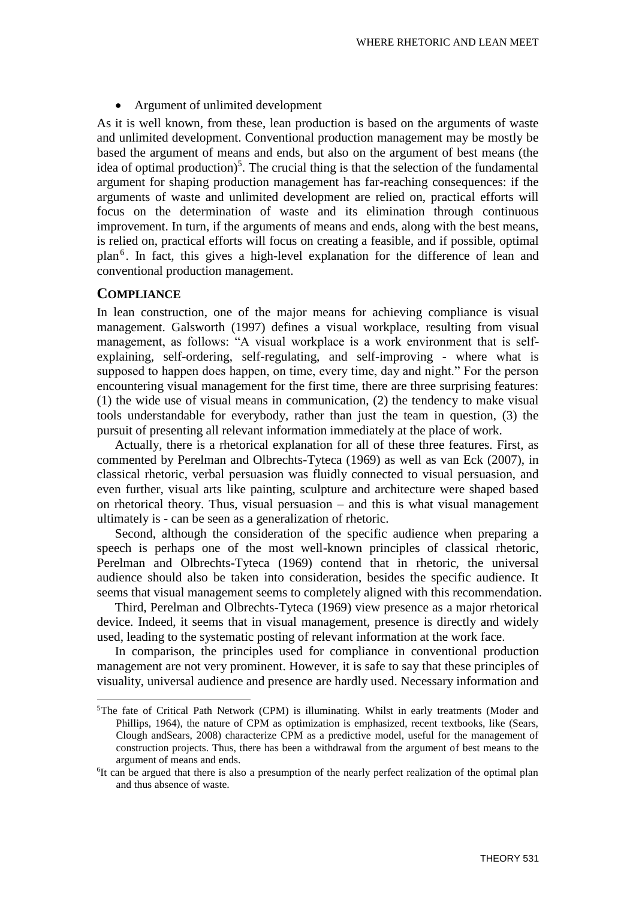- Argument of unlimited development

As it is well known, from these, lean production is based on the arguments of waste and unlimited development. Conventional production management may be mostly be based the argument of means and ends, but also on the argument of best means (the idea of optimal production)[5]. The crucial thing is that the selection of the fundamental argument for shaping production management has far-reaching consequences: if the arguments of waste and unlimited development are relied on, practical efforts will focus on the determination of waste and its elimination through continuous improvement. In turn, if the arguments of means and ends, along with the best means, is relied on, practical efforts will focus on creating a feasible, and if possible, optimal plan[6]. In fact, this gives a high-level explanation for the difference of lean and conventional production management.

## COMPLIANCE

In lean construction, one of the major means for achieving compliance is visual management. Galsworth (1997) defines a visual workplace, resulting from visual management, as follows: "A visual workplace is a work environment that is self-explaining, self-ordering, self-regulating, and self-improving - where what is supposed to happen does happen, on time, every time, day and night." For the person encountering visual management for the first time, there are three surprising features: (1) the wide use of visual means in communication, (2) the tendency to make visual tools understandable for everybody, rather than just the team in question, (3) the pursuit of presenting all relevant information immediately at the place of work.

Actually, there is a rhetorical explanation for all of these three features. First, as commented by Perelman and Olbrechts-Tyteca (1969) as well as van Eck (2007), in classical rhetoric, verbal persuasion was fluidly connected to visual persuasion, and even further, visual arts like painting, sculpture and architecture were shaped based on rhetorical theory. Thus, visual persuasion – and this is what visual management ultimately is - can be seen as a generalization of rhetoric.

Second, although the consideration of the specific audience when preparing a speech is perhaps one of the most well-known principles of classical rhetoric, Perelman and Olbrechts-Tyteca (1969) contend that in rhetoric, the universal audience should also be taken into consideration, besides the specific audience. It seems that visual management seems to completely aligned with this recommendation.

Third, Perelman and Olbrechts-Tyteca (1969) view presence as a major rhetorical device. Indeed, it seems that in visual management, presence is directly and widely used, leading to the systematic posting of relevant information at the work face.

In comparison, the principles used for compliance in conventional production management are not very prominent. However, it is safe to say that these principles of visuality, universal audience and presence are hardly used. Necessary information and

---

[5] The fate of Critical Path Network (CPM) is illuminating. Whilst in early treatments (Moder and Phillips, 1964), the nature of CPM as optimization is emphasized, recent textbooks, like (Sears, Clough andSears, 2008) characterize CPM as a predictive model, useful for the management of construction projects. Thus, there has been a withdrawal from the argument of best means to the argument of means and ends.

[6] It can be argued that there is also a presumption of the nearly perfect realization of the optimal plan and thus absence of waste.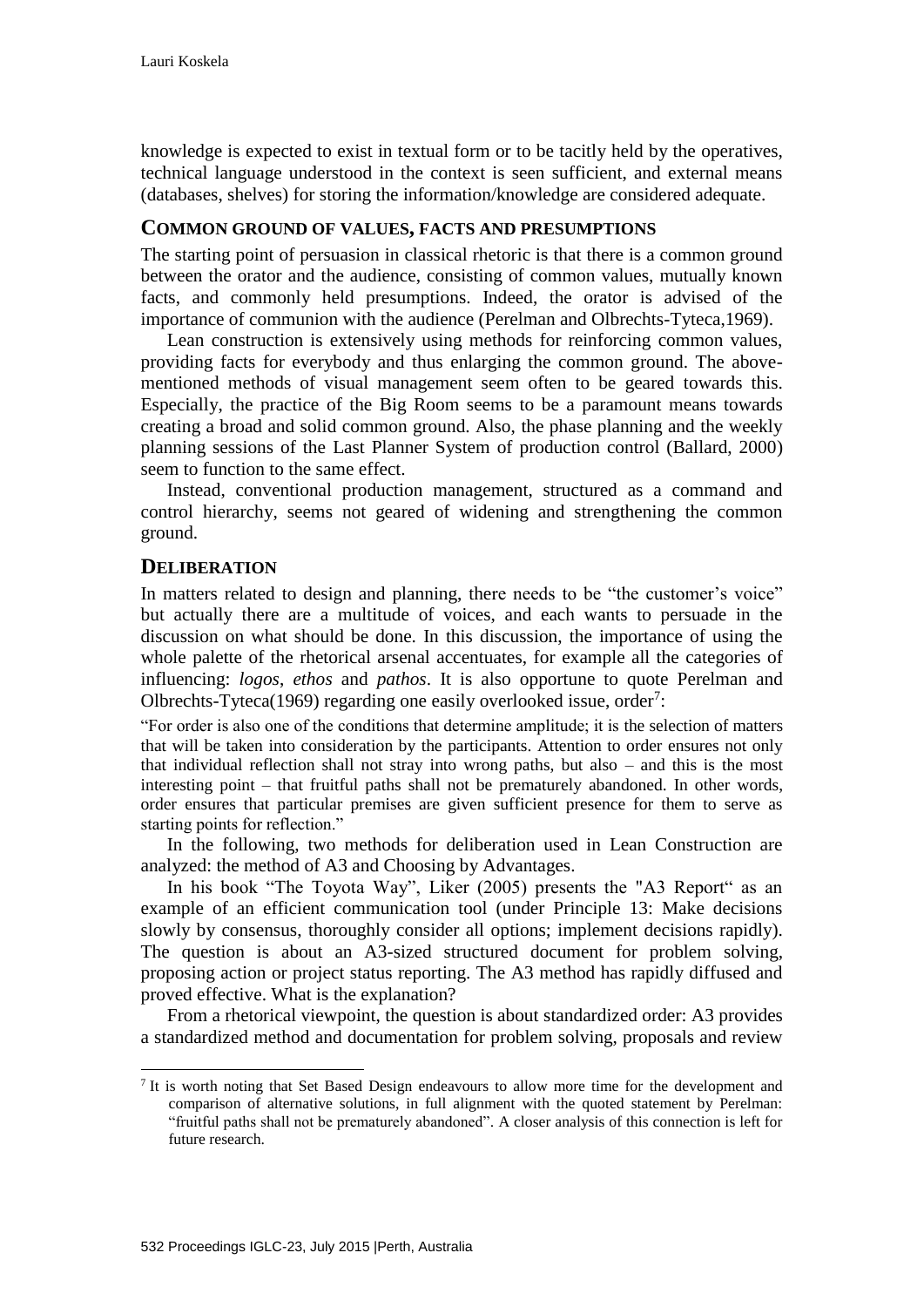knowledge is expected to exist in textual form or to be tacitly held by the operatives, technical language understood in the context is seen sufficient, and external means (databases, shelves) for storing the information/knowledge are considered adequate.

## COMMON GROUND OF VALUES, FACTS AND PRESUMPTIONS

The starting point of persuasion in classical rhetoric is that there is a common ground between the orator and the audience, consisting of common values, mutually known facts, and commonly held presumptions. Indeed, the orator is advised of the importance of communion with the audience (Perelman and Olbrechts-Tyteca,1969).

Lean construction is extensively using methods for reinforcing common values, providing facts for everybody and thus enlarging the common ground. The above-mentioned methods of visual management seem often to be geared towards this. Especially, the practice of the Big Room seems to be a paramount means towards creating a broad and solid common ground. Also, the phase planning and the weekly planning sessions of the Last Planner System of production control (Ballard, 2000) seem to function to the same effect.

Instead, conventional production management, structured as a command and control hierarchy, seems not geared of widening and strengthening the common ground.

## DELIBERATION

In matters related to design and planning, there needs to be "the customer's voice" but actually there are a multitude of voices, and each wants to persuade in the discussion on what should be done. In this discussion, the importance of using the whole palette of the rhetorical arsenal accentuates, for example all the categories of influencing: *logos*, *ethos* and *pathos*. It is also opportune to quote Perelman and Olbrechts-Tyteca(1969) regarding one easily overlooked issue, order[7]:

"For order is also one of the conditions that determine amplitude; it is the selection of matters that will be taken into consideration by the participants. Attention to order ensures not only that individual reflection shall not stray into wrong paths, but also – and this is the most interesting point – that fruitful paths shall not be prematurely abandoned. In other words, order ensures that particular premises are given sufficient presence for them to serve as starting points for reflection."

In the following, two methods for deliberation used in Lean Construction are analyzed: the method of A3 and Choosing by Advantages.

In his book "The Toyota Way", Liker (2005) presents the "A3 Report" as an example of an efficient communication tool (under Principle 13: Make decisions slowly by consensus, thoroughly consider all options; implement decisions rapidly). The question is about an A3-sized structured document for problem solving, proposing action or project status reporting. The A3 method has rapidly diffused and proved effective. What is the explanation?

From a rhetorical viewpoint, the question is about standardized order: A3 provides a standardized method and documentation for problem solving, proposals and review

[7] It is worth noting that Set Based Design endeavours to allow more time for the development and comparison of alternative solutions, in full alignment with the quoted statement by Perelman: "fruitful paths shall not be prematurely abandoned". A closer analysis of this connection is left for future research.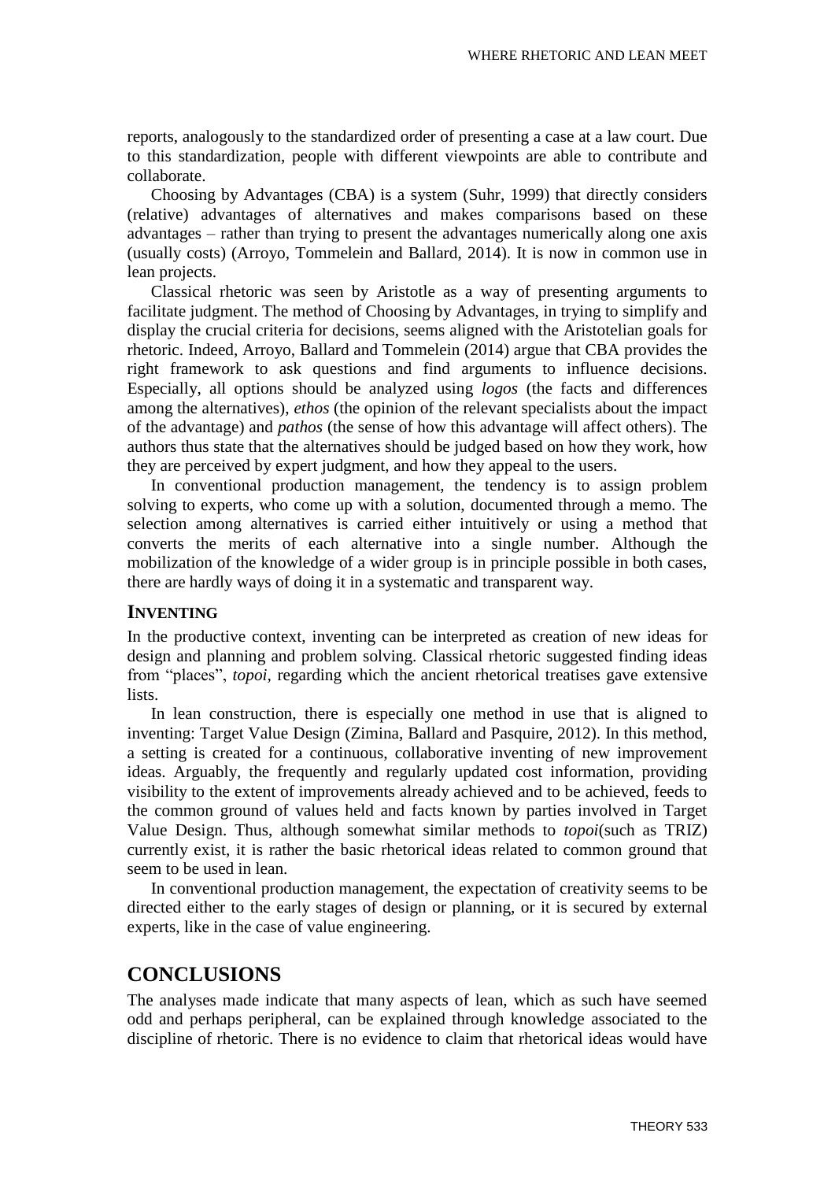reports, analogously to the standardized order of presenting a case at a law court. Due to this standardization, people with different viewpoints are able to contribute and collaborate.

Choosing by Advantages (CBA) is a system (Suhr, 1999) that directly considers (relative) advantages of alternatives and makes comparisons based on these advantages – rather than trying to present the advantages numerically along one axis (usually costs) (Arroyo, Tommelein and Ballard, 2014). It is now in common use in lean projects.

Classical rhetoric was seen by Aristotle as a way of presenting arguments to facilitate judgment. The method of Choosing by Advantages, in trying to simplify and display the crucial criteria for decisions, seems aligned with the Aristotelian goals for rhetoric. Indeed, Arroyo, Ballard and Tommelein (2014) argue that CBA provides the right framework to ask questions and find arguments to influence decisions. Especially, all options should be analyzed using *logos* (the facts and differences among the alternatives), *ethos* (the opinion of the relevant specialists about the impact of the advantage) and *pathos* (the sense of how this advantage will affect others). The authors thus state that the alternatives should be judged based on how they work, how they are perceived by expert judgment, and how they appeal to the users.

In conventional production management, the tendency is to assign problem solving to experts, who come up with a solution, documented through a memo. The selection among alternatives is carried either intuitively or using a method that converts the merits of each alternative into a single number. Although the mobilization of the knowledge of a wider group is in principle possible in both cases, there are hardly ways of doing it in a systematic and transparent way.

### INVENTING

In the productive context, inventing can be interpreted as creation of new ideas for design and planning and problem solving. Classical rhetoric suggested finding ideas from "places", *topoi*, regarding which the ancient rhetorical treatises gave extensive lists.

In lean construction, there is especially one method in use that is aligned to inventing: Target Value Design (Zimina, Ballard and Pasquire, 2012). In this method, a setting is created for a continuous, collaborative inventing of new improvement ideas. Arguably, the frequently and regularly updated cost information, providing visibility to the extent of improvements already achieved and to be achieved, feeds to the common ground of values held and facts known by parties involved in Target Value Design. Thus, although somewhat similar methods to *topoi*(such as TRIZ) currently exist, it is rather the basic rhetorical ideas related to common ground that seem to be used in lean.

In conventional production management, the expectation of creativity seems to be directed either to the early stages of design or planning, or it is secured by external experts, like in the case of value engineering.

## CONCLUSIONS

The analyses made indicate that many aspects of lean, which as such have seemed odd and perhaps peripheral, can be explained through knowledge associated to the discipline of rhetoric. There is no evidence to claim that rhetorical ideas would have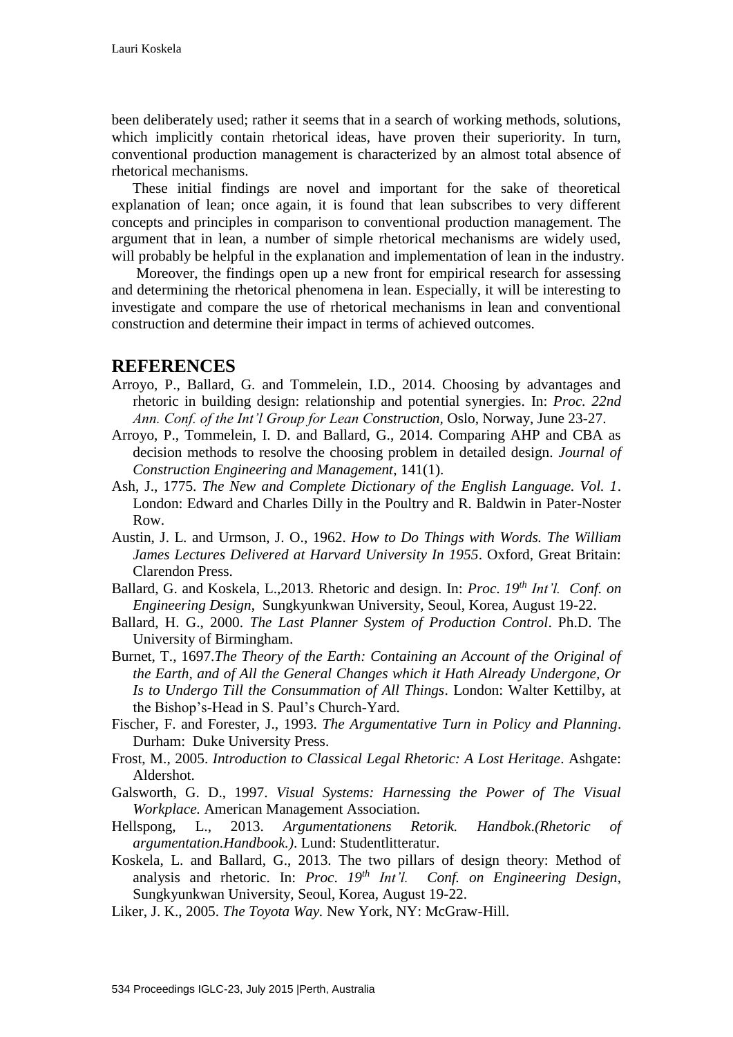been deliberately used; rather it seems that in a search of working methods, solutions, which implicitly contain rhetorical ideas, have proven their superiority. In turn, conventional production management is characterized by an almost total absence of rhetorical mechanisms.

These initial findings are novel and important for the sake of theoretical explanation of lean; once again, it is found that lean subscribes to very different concepts and principles in comparison to conventional production management. The argument that in lean, a number of simple rhetorical mechanisms are widely used, will probably be helpful in the explanation and implementation of lean in the industry.

Moreover, the findings open up a new front for empirical research for assessing and determining the rhetorical phenomena in lean. Especially, it will be interesting to investigate and compare the use of rhetorical mechanisms in lean and conventional construction and determine their impact in terms of achieved outcomes.

## REFERENCES

Arroyo, P., Ballard, G. and Tommelein, I.D., 2014. Choosing by advantages and rhetoric in building design: relationship and potential synergies. In: *Proc. 22nd Ann. Conf. of the Int'l Group for Lean Construction*, Oslo, Norway, June 23-27.

Arroyo, P., Tommelein, I. D. and Ballard, G., 2014. Comparing AHP and CBA as decision methods to resolve the choosing problem in detailed design. *Journal of Construction Engineering and Management*, 141(1).

Ash, J., 1775. *The New and Complete Dictionary of the English Language. Vol. 1*. London: Edward and Charles Dilly in the Poultry and R. Baldwin in Pater-Noster Row.

Austin, J. L. and Urmson, J. O., 1962. *How to Do Things with Words. The William James Lectures Delivered at Harvard University In 1955*. Oxford, Great Britain: Clarendon Press.

Ballard, G. and Koskela, L.,2013. Rhetoric and design. In: *Proc. 19th Int'l. Conf. on Engineering Design*, Sungkyunkwan University, Seoul, Korea, August 19-22.

Ballard, H. G., 2000. *The Last Planner System of Production Control*. Ph.D. The University of Birmingham.

Burnet, T., 1697.*The Theory of the Earth: Containing an Account of the Original of the Earth, and of All the General Changes which it Hath Already Undergone, Or Is to Undergo Till the Consummation of All Things*. London: Walter Kettilby, at the Bishop's-Head in S. Paul's Church-Yard.

Fischer, F. and Forester, J., 1993. *The Argumentative Turn in Policy and Planning*. Durham: Duke University Press.

Frost, M., 2005. *Introduction to Classical Legal Rhetoric: A Lost Heritage*. Ashgate: Aldershot.

Galsworth, G. D., 1997. *Visual Systems: Harnessing the Power of The Visual Workplace.* American Management Association.

Hellspong, L., 2013. *Argumentationens Retorik. Handbok.(Rhetoric of argumentation.Handbook.)*. Lund: Studentlitteratur.

Koskela, L. and Ballard, G., 2013. The two pillars of design theory: Method of analysis and rhetoric. In: *Proc. 19th Int'l. Conf. on Engineering Design*, Sungkyunkwan University, Seoul, Korea, August 19-22.

Liker, J. K., 2005. *The Toyota Way.* New York, NY: McGraw-Hill.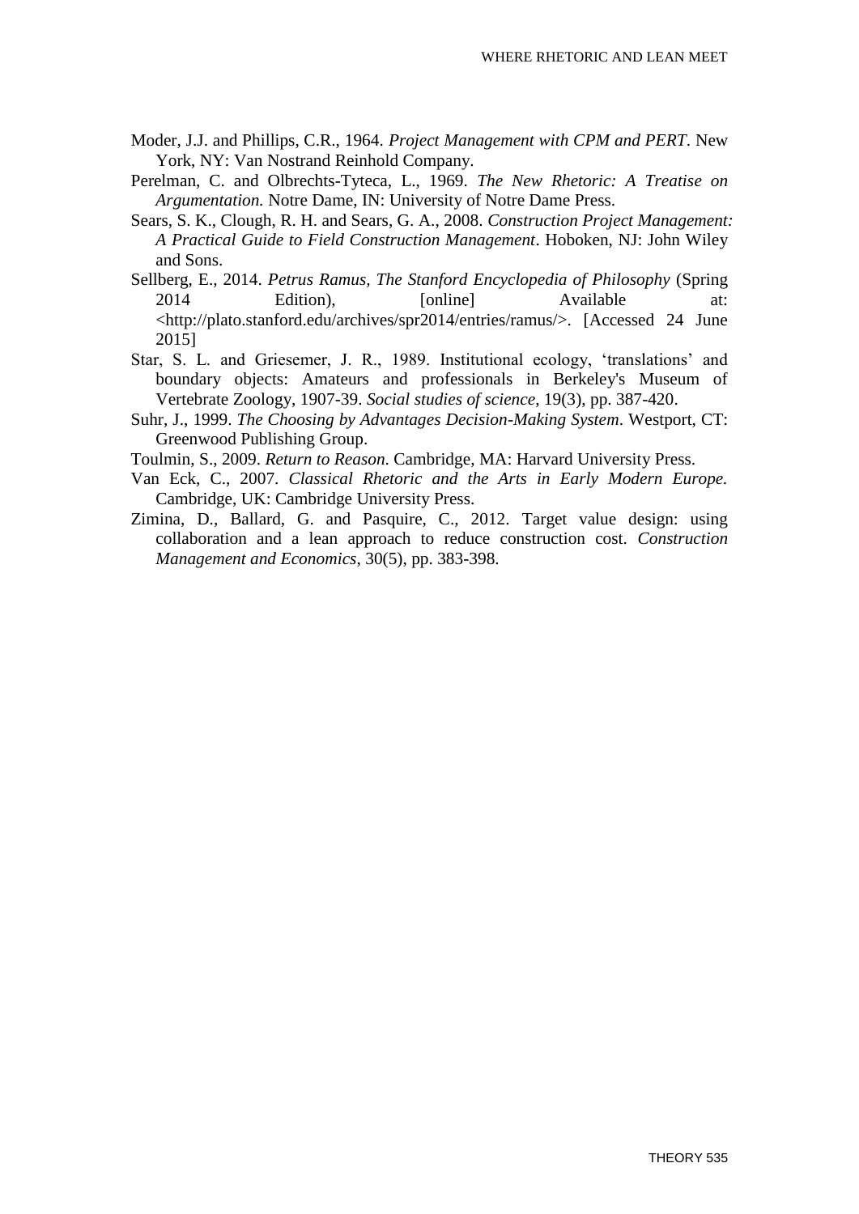Moder, J.J. and Phillips, C.R., 1964. *Project Management with CPM and PERT*. New York, NY: Van Nostrand Reinhold Company.

Perelman, C. and Olbrechts-Tyteca, L., 1969. *The New Rhetoric: A Treatise on Argumentation.* Notre Dame, IN: University of Notre Dame Press.

Sears, S. K., Clough, R. H. and Sears, G. A., 2008. *Construction Project Management: A Practical Guide to Field Construction Management*. Hoboken, NJ: John Wiley and Sons.

Sellberg, E., 2014. *Petrus Ramus, The Stanford Encyclopedia of Philosophy* (Spring 2014 Edition), [online] Available at: <http://plato.stanford.edu/archives/spr2014/entries/ramus/>. [Accessed 24 June 2015]

Star, S. L. and Griesemer, J. R., 1989. Institutional ecology, 'translations' and boundary objects: Amateurs and professionals in Berkeley's Museum of Vertebrate Zoology, 1907-39. *Social studies of science*, 19(3), pp. 387-420.

Suhr, J., 1999. *The Choosing by Advantages Decision-Making System*. Westport, CT: Greenwood Publishing Group.

Toulmin, S., 2009. *Return to Reason*. Cambridge, MA: Harvard University Press.

Van Eck, C., 2007. *Classical Rhetoric and the Arts in Early Modern Europe.* Cambridge, UK: Cambridge University Press.

Zimina, D., Ballard, G. and Pasquire, C., 2012. Target value design: using collaboration and a lean approach to reduce construction cost. *Construction Management and Economics*, 30(5), pp. 383-398.